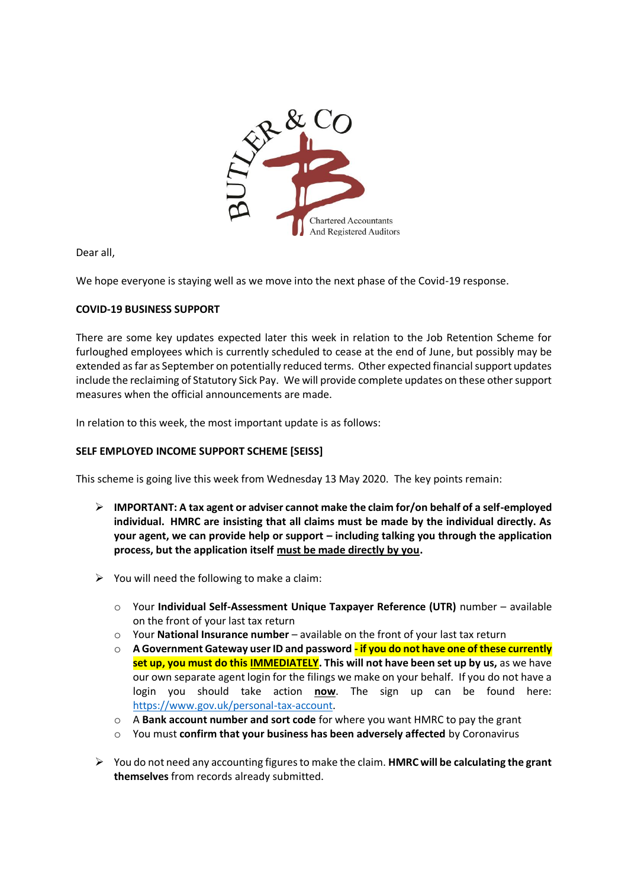Dear all,

We hope everyone is staying well as we move into the next phase of the Covid-19 response.

**COVID-19 BUSINESS SUPPORT**

There are some key updates expected later this week in relation to the Job Retention Scheme for furloughed employees which is currently scheduled to cease at the end of June, but possibly may be extended as far as September on potentially reduced terms. Other expected financial support updates include the reclaiming of Statutory Sick Pay. We will provide complete updates on these other support measures when the official announcements are made.

In relation to this week, the most important update is as follows:

**SELF EMPLOYED INCOME SUPPORT SCHEME [SEISS]**

This scheme is going live this week from Wednesday 13 May 2020. The key points remain:

- **IMPORTANT: A tax agent or adviser cannot make the claim for/on behalf of a self-employed individual. HMRC are insisting that all claims must be made by the individual directly. As your agent, we can provide help or support – including talking you through the application process, but the application itself <u>must be made directly by you</u>.**
- You will need the following to make a claim:
  - Your **Individual Self-Assessment Unique Taxpayer Reference (UTR)** number – available on the front of your last tax return
  - Your **National Insurance number** – available on the front of your last tax return
  - **A Government Gateway user ID and password - if you do not have one of these currently set up, you must do this <u>IMMEDIATELY</u>. This will not have been set up by us,** as we have our own separate agent login for the filings we make on your behalf. If you do not have a login you should take action **<u>now</u>**. The sign up can be found here: https://www.gov.uk/personal-tax-account.
  - A **Bank account number and sort code** for where you want HMRC to pay the grant
  - You must **confirm that your business has been adversely affected** by Coronavirus
- You do not need any accounting figures to make the claim. **HMRC will be calculating the grant themselves** from records already submitted.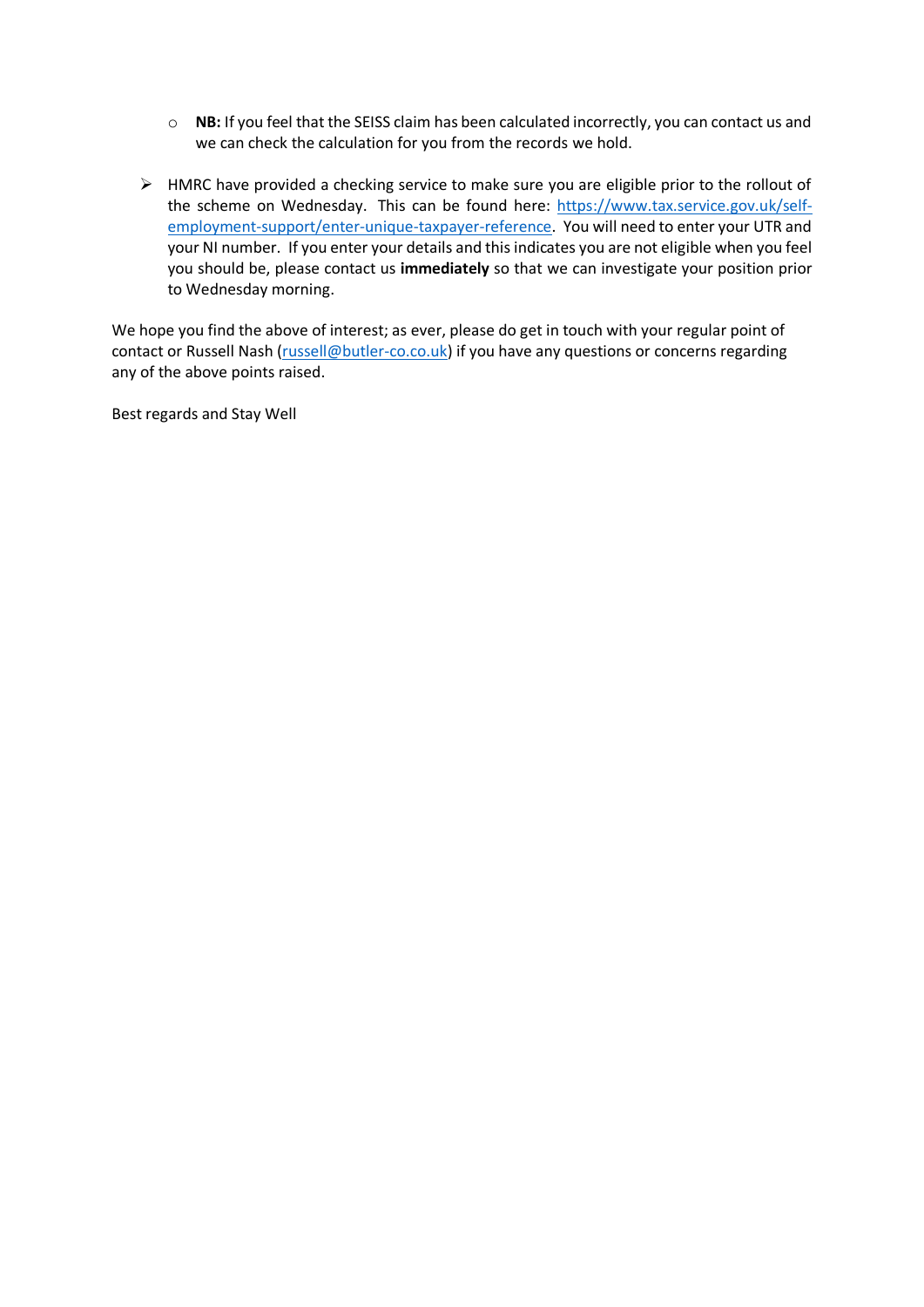- **NB:** If you feel that the SEISS claim has been calculated incorrectly, you can contact us and we can check the calculation for you from the records we hold.

- HMRC have provided a checking service to make sure you are eligible prior to the rollout of the scheme on Wednesday. This can be found here: [https://www.tax.service.gov.uk/self-employment-support/enter-unique-taxpayer-reference](https://www.tax.service.gov.uk/self-employment-support/enter-unique-taxpayer-reference). You will need to enter your UTR and your NI number. If you enter your details and this indicates you are not eligible when you feel you should be, please contact us **immediately** so that we can investigate your position prior to Wednesday morning.

We hope you find the above of interest; as ever, please do get in touch with your regular point of contact or Russell Nash ([russell@butler-co.co.uk](mailto:russell@butler-co.co.uk)) if you have any questions or concerns regarding any of the above points raised.

Best regards and Stay Well